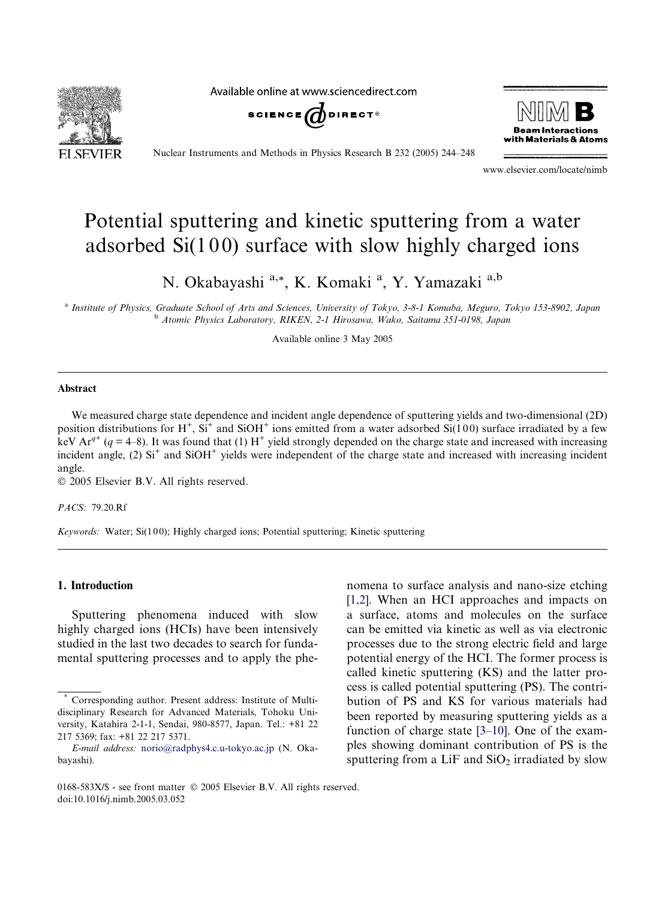# Potential sputtering and kinetic sputtering from a water adsorbed Si(1 0 0) surface with slow highly charged ions

N. Okabayashi [a,*], K. Komaki [a], Y. Yamazaki [a,b]

[a] Institute of Physics, Graduate School of Arts and Sciences, University of Tokyo, 3-8-1 Komaba, Meguro, Tokyo 153-8902, Japan
[b] Atomic Physics Laboratory, RIKEN, 2-1 Hirosawa, Wako, Saitama 351-0198, Japan

Available online 3 May 2005

## Abstract

We measured charge state dependence and incident angle dependence of sputtering yields and two-dimensional (2D) position distributions for $H^+$, $Si^+$ and $SiOH^+$ ions emitted from a water adsorbed Si(1 0 0) surface irradiated by a few keV $Ar^{q+}$ ($q = 4$–8). It was found that (1) $H^+$ yield strongly depended on the charge state and increased with increasing incident angle, (2) $Si^+$ and $SiOH^+$ yields were independent of the charge state and increased with increasing incident angle.

© 2005 Elsevier B.V. All rights reserved.

*PACS:* 79.20.Rf

*Keywords:* Water; Si(1 0 0); Highly charged ions; Potential sputtering; Kinetic sputtering

## 1. Introduction

Sputtering phenomena induced with slow highly charged ions (HCIs) have been intensively studied in the last two decades to search for fundamental sputtering processes and to apply the phenomena to surface analysis and nano-size etching [1,2]. When an HCI approaches and impacts on a surface, atoms and molecules on the surface can be emitted via kinetic as well as via electronic processes due to the strong electric field and large potential energy of the HCI. The former process is called kinetic sputtering (KS) and the latter process is called potential sputtering (PS). The contribution of PS and KS for various materials had been reported by measuring sputtering yields as a function of charge state [3–10]. One of the examples showing dominant contribution of PS is the sputtering from a LiF and $SiO_2$ irradiated by slow

* Corresponding author. Present address: Institute of Multidisciplinary Research for Advanced Materials, Tohoku University, Katahira 2-1-1, Sendai, 980-8577, Japan. Tel.: +81 22 217 5369; fax: +81 22 217 5371.
*E-mail address:* norio@radphys4.c.u-tokyo.ac.jp (N. Okabayashi).

0168-583X/$ - see front matter © 2005 Elsevier B.V. All rights reserved.
doi:10.1016/j.nimb.2005.03.052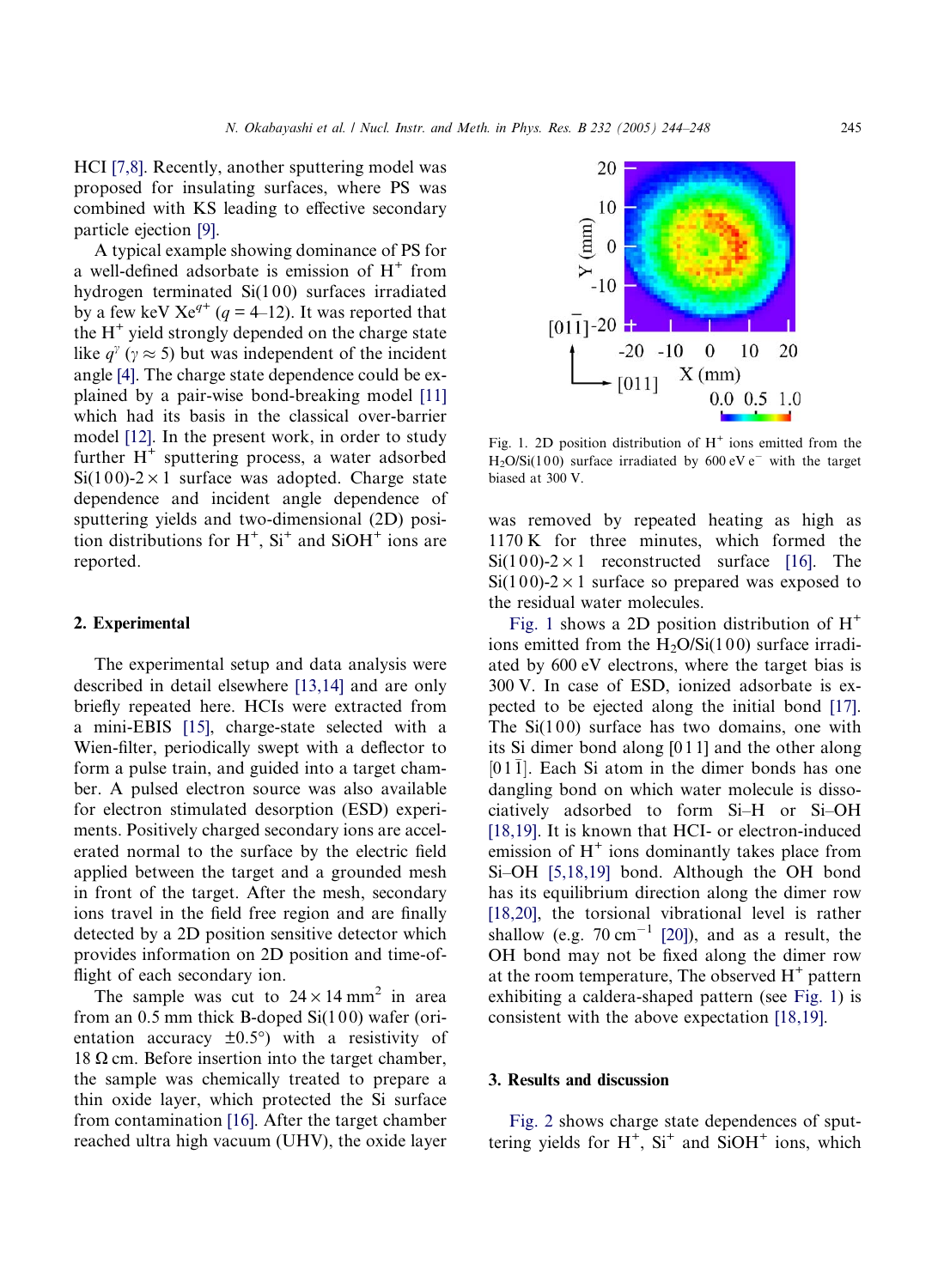HCI [7,8]. Recently, another sputtering model was proposed for insulating surfaces, where PS was combined with KS leading to effective secondary particle ejection [9].

A typical example showing dominance of PS for a well-defined adsorbate is emission of $H^+$ from hydrogen terminated Si(100) surfaces irradiated by a few keV $Xe^{q+}$ ($q$ = 4–12). It was reported that the $H^+$ yield strongly depended on the charge state like $q^{\gamma}$ ($\gamma \approx 5$) but was independent of the incident angle [4]. The charge state dependence could be explained by a pair-wise bond-breaking model [11] which had its basis in the classical over-barrier model [12]. In the present work, in order to study further $H^+$ sputtering process, a water adsorbed Si(100)-2 × 1 surface was adopted. Charge state dependence and incident angle dependence of sputtering yields and two-dimensional (2D) position distributions for $H^+$, $Si^+$ and $SiOH^+$ ions are reported.

## 2. Experimental

The experimental setup and data analysis were described in detail elsewhere [13,14] and are only briefly repeated here. HCIs were extracted from a mini-EBIS [15], charge-state selected with a Wien-filter, periodically swept with a deflector to form a pulse train, and guided into a target chamber. A pulsed electron source was also available for electron stimulated desorption (ESD) experiments. Positively charged secondary ions are accelerated normal to the surface by the electric field applied between the target and a grounded mesh in front of the target. After the mesh, secondary ions travel in the field free region and are finally detected by a 2D position sensitive detector which provides information on 2D position and time-of-flight of each secondary ion.

The sample was cut to $24 \times 14$ mm$^2$ in area from an 0.5 mm thick B-doped Si(100) wafer (orientation accuracy ±0.5°) with a resistivity of 18 Ω cm. Before insertion into the target chamber, the sample was chemically treated to prepare a thin oxide layer, which protected the Si surface from contamination [16]. After the target chamber reached ultra high vacuum (UHV), the oxide layer was removed by repeated heating as high as 1170 K for three minutes, which formed the Si(100)-2 × 1 reconstructed surface [16]. The Si(100)-2 × 1 surface so prepared was exposed to the residual water molecules.

Fig. 1. 2D position distribution of $H^+$ ions emitted from the $H_2O$/Si(100) surface irradiated by 600 eV $e^-$ with the target biased at 300 V.

Fig. 1 shows a 2D position distribution of $H^+$ ions emitted from the $H_2O$/Si(100) surface irradiated by 600 eV electrons, where the target bias is 300 V. In case of ESD, ionized adsorbate is expected to be ejected along the initial bond [17]. The Si(100) surface has two domains, one with its Si dimer bond along [011] and the other along [01$\bar{1}$]. Each Si atom in the dimer bonds has one dangling bond on which water molecule is dissociatively adsorbed to form Si–H or Si–OH [18,19]. It is known that HCI- or electron-induced emission of $H^+$ ions dominantly takes place from Si–OH [5,18,19] bond. Although the OH bond has its equilibrium direction along the dimer row [18,20], the torsional vibrational level is rather shallow (e.g. 70 cm$^{-1}$ [20]), and as a result, the OH bond may not be fixed along the dimer row at the room temperature, The observed $H^+$ pattern exhibiting a caldera-shaped pattern (see Fig. 1) is consistent with the above expectation [18,19].

## 3. Results and discussion

Fig. 2 shows charge state dependences of sputtering yields for $H^+$, $Si^+$ and $SiOH^+$ ions, which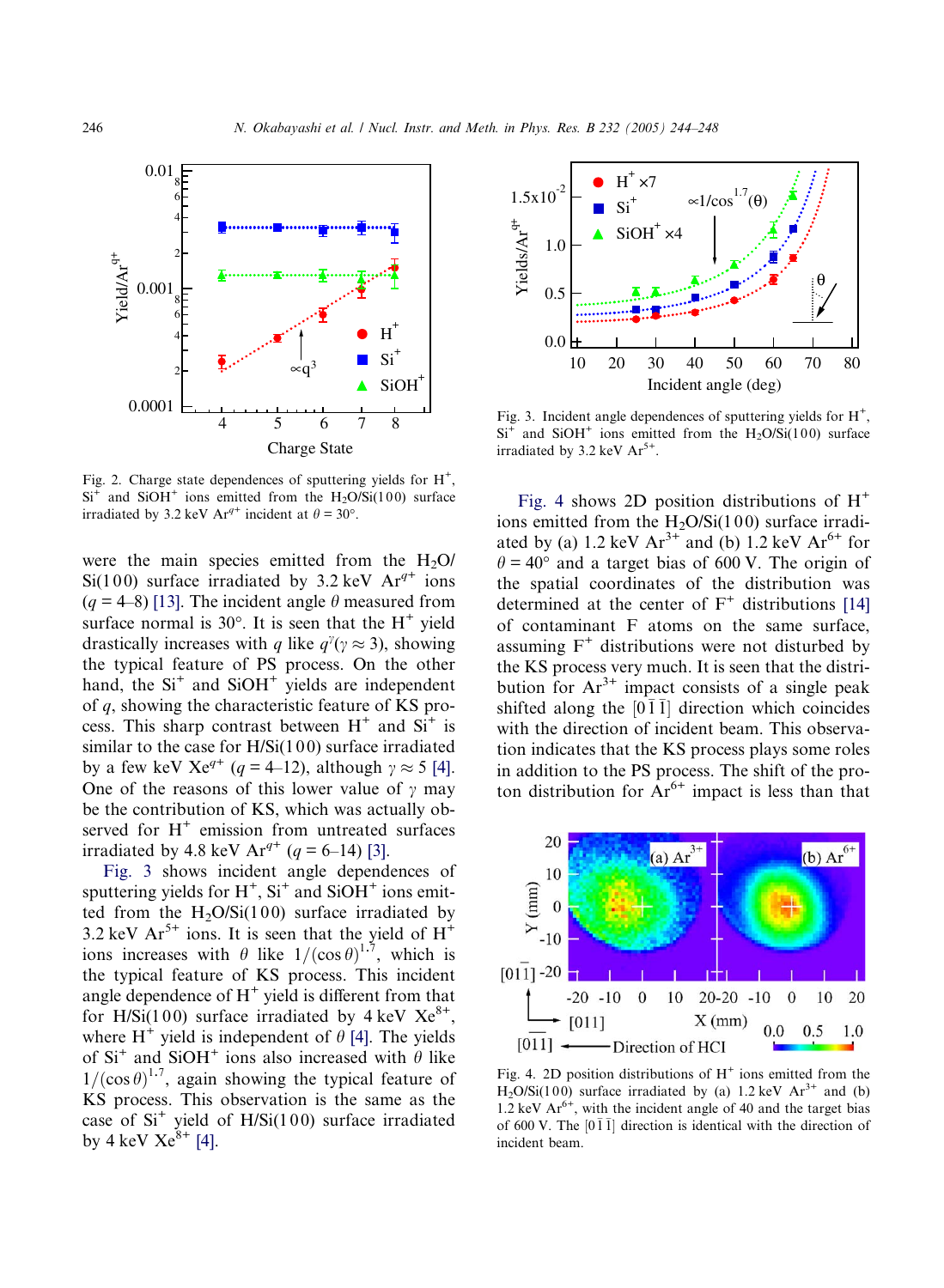Fig. 2. Charge state dependences of sputtering yields for $H^+$, $Si^+$ and $SiOH^+$ ions emitted from the $H_2O/Si(100)$ surface irradiated by 3.2 keV $Ar^{q+}$ incident at $\theta = 30°$.

were the main species emitted from the $H_2O/Si(100)$ surface irradiated by 3.2 keV $Ar^{q+}$ ions ($q$ = 4–8) [13]. The incident angle $\theta$ measured from surface normal is 30°. It is seen that the $H^+$ yield drastically increases with $q$ like $q^{\gamma}(\gamma \approx 3)$, showing the typical feature of PS process. On the other hand, the $Si^+$ and $SiOH^+$ yields are independent of $q$, showing the characteristic feature of KS process. This sharp contrast between $H^+$ and $Si^+$ is similar to the case for H/Si(100) surface irradiated by a few keV $Xe^{q+}$ ($q$ = 4–12), although $\gamma \approx 5$ [4]. One of the reasons of this lower value of $\gamma$ may be the contribution of KS, which was actually observed for $H^+$ emission from untreated surfaces irradiated by 4.8 keV $Ar^{q+}$ ($q$ = 6–14) [3].

Fig. 3 shows incident angle dependences of sputtering yields for $H^+$, $Si^+$ and $SiOH^+$ ions emitted from the $H_2O/Si(100)$ surface irradiated by 3.2 keV $Ar^{5+}$ ions. It is seen that the yield of $H^+$ ions increases with $\theta$ like $1/(\cos\theta)^{1.7}$, which is the typical feature of KS process. This incident angle dependence of $H^+$ yield is different from that for H/Si(100) surface irradiated by 4 keV $Xe^{8+}$, where $H^+$ yield is independent of $\theta$ [4]. The yields of $Si^+$ and $SiOH^+$ ions also increased with $\theta$ like $1/(\cos\theta)^{1.7}$, again showing the typical feature of KS process. This observation is the same as the case of $Si^+$ yield of H/Si(100) surface irradiated by 4 keV $Xe^{8+}$ [4].

Fig. 3. Incident angle dependences of sputtering yields for $H^+$, $Si^+$ and $SiOH^+$ ions emitted from the $H_2O/Si(100)$ surface irradiated by 3.2 keV $Ar^{5+}$.

Fig. 4 shows 2D position distributions of $H^+$ ions emitted from the $H_2O/Si(100)$ surface irradiated by (a) 1.2 keV $Ar^{3+}$ and (b) 1.2 keV $Ar^{6+}$ for $\theta = 40°$ and a target bias of 600 V. The origin of the spatial coordinates of the distribution was determined at the center of $F^+$ distributions [14] of contaminant F atoms on the same surface, assuming $F^+$ distributions were not disturbed by the KS process very much. It is seen that the distribution for $Ar^{3+}$ impact consists of a single peak shifted along the $[0\bar{1}\bar{1}]$ direction which coincides with the direction of incident beam. This observation indicates that the KS process plays some roles in addition to the PS process. The shift of the proton distribution for $Ar^{6+}$ impact is less than that

Fig. 4. 2D position distributions of $H^+$ ions emitted from the $H_2O/Si(100)$ surface irradiated by (a) 1.2 keV $Ar^{3+}$ and (b) 1.2 keV $Ar^{6+}$, with the incident angle of 40 and the target bias of 600 V. The $[0\bar{1}\bar{1}]$ direction is identical with the direction of incident beam.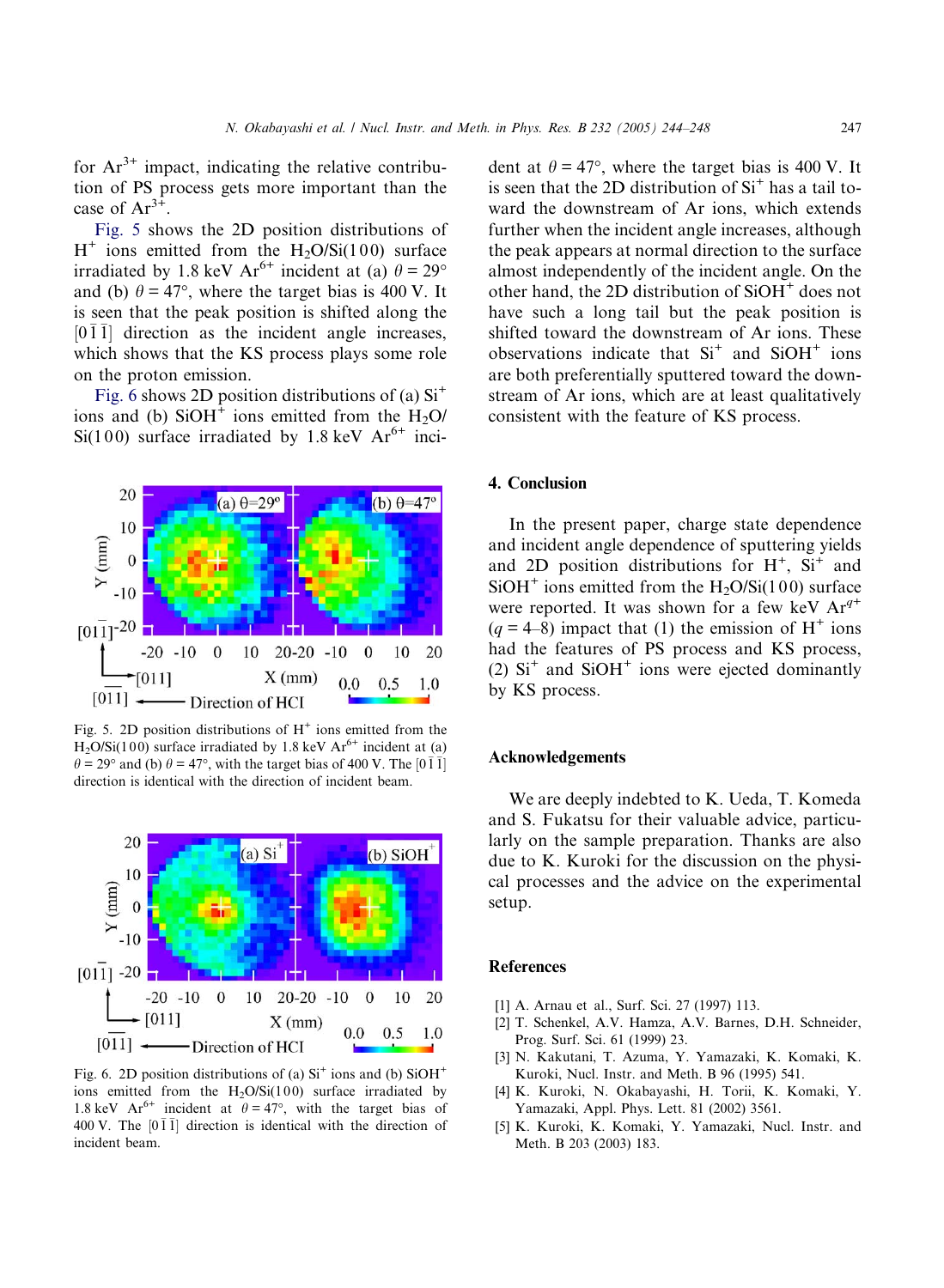for $Ar^{3+}$ impact, indicating the relative contribution of PS process gets more important than the case of $Ar^{3+}$.

Fig. 5 shows the 2D position distributions of $H^+$ ions emitted from the $H_2O$/Si(1 0 0) surface irradiated by 1.8 keV $Ar^{6+}$ incident at (a) $\theta = 29°$ and (b) $\theta = 47°$, where the target bias is 400 V. It is seen that the peak position is shifted along the $[0\bar{1}\bar{1}]$ direction as the incident angle increases, which shows that the KS process plays some role on the proton emission.

Fig. 6 shows 2D position distributions of (a) $Si^+$ ions and (b) $SiOH^+$ ions emitted from the $H_2O$/Si(1 0 0) surface irradiated by 1.8 keV $Ar^{6+}$ incident at $\theta = 47°$, where the target bias is 400 V. It is seen that the 2D distribution of $Si^+$ has a tail toward the downstream of Ar ions, which extends further when the incident angle increases, although the peak appears at normal direction to the surface almost independently of the incident angle. On the other hand, the 2D distribution of $SiOH^+$ does not have such a long tail but the peak position is shifted toward the downstream of Ar ions. These observations indicate that $Si^+$ and $SiOH^+$ ions are both preferentially sputtered toward the downstream of Ar ions, which are at least qualitatively consistent with the feature of KS process.

Fig. 5. 2D position distributions of $H^+$ ions emitted from the $H_2O$/Si(1 0 0) surface irradiated by 1.8 keV $Ar^{6+}$ incident at (a) $\theta = 29°$ and (b) $\theta = 47°$, with the target bias of 400 V. The $[0\bar{1}\bar{1}]$ direction is identical with the direction of incident beam.

Fig. 6. 2D position distributions of (a) $Si^+$ ions and (b) $SiOH^+$ ions emitted from the $H_2O$/Si(1 0 0) surface irradiated by 1.8 keV $Ar^{6+}$ incident at $\theta = 47°$, with the target bias of 400 V. The $[0\bar{1}\bar{1}]$ direction is identical with the direction of incident beam.

## 4. Conclusion

In the present paper, charge state dependence and incident angle dependence of sputtering yields and 2D position distributions for $H^+$, $Si^+$ and $SiOH^+$ ions emitted from the $H_2O$/Si(1 0 0) surface were reported. It was shown for a few keV $Ar^{q+}$ ($q = 4$–$8$) impact that (1) the emission of $H^+$ ions had the features of PS process and KS process, (2) $Si^+$ and $SiOH^+$ ions were ejected dominantly by KS process.

## Acknowledgements

We are deeply indebted to K. Ueda, T. Komeda and S. Fukatsu for their valuable advice, particularly on the sample preparation. Thanks are also due to K. Kuroki for the discussion on the physical processes and the advice on the experimental setup.

## References

[1] A. Arnau et al., Surf. Sci. 27 (1997) 113.

[2] T. Schenkel, A.V. Hamza, A.V. Barnes, D.H. Schneider, Prog. Surf. Sci. 61 (1999) 23.

[3] N. Kakutani, T. Azuma, Y. Yamazaki, K. Komaki, K. Kuroki, Nucl. Instr. and Meth. B 96 (1995) 541.

[4] K. Kuroki, N. Okabayashi, H. Torii, K. Komaki, Y. Yamazaki, Appl. Phys. Lett. 81 (2002) 3561.

[5] K. Kuroki, K. Komaki, Y. Yamazaki, Nucl. Instr. and Meth. B 203 (2003) 183.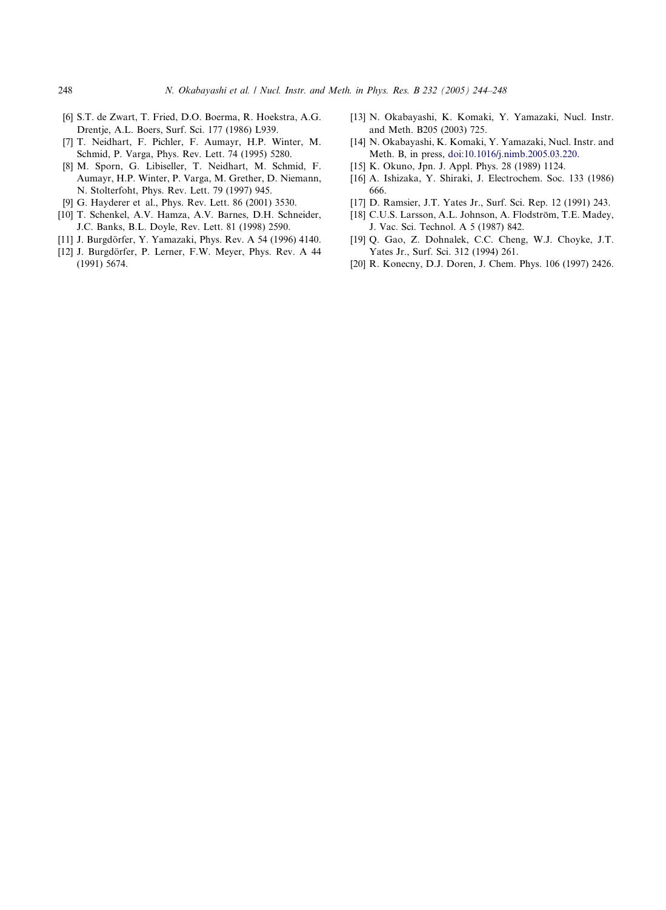[6] S.T. de Zwart, T. Fried, D.O. Boerma, R. Hoekstra, A.G. Drentje, A.L. Boers, Surf. Sci. 177 (1986) L939.

[7] T. Neidhart, F. Pichler, F. Aumayr, H.P. Winter, M. Schmid, P. Varga, Phys. Rev. Lett. 74 (1995) 5280.

[8] M. Sporn, G. Libiseller, T. Neidhart, M. Schmid, F. Aumayr, H.P. Winter, P. Varga, M. Grether, D. Niemann, N. Stolterfoht, Phys. Rev. Lett. 79 (1997) 945.

[9] G. Hayderer et al., Phys. Rev. Lett. 86 (2001) 3530.

[10] T. Schenkel, A.V. Hamza, A.V. Barnes, D.H. Schneider, J.C. Banks, B.L. Doyle, Rev. Lett. 81 (1998) 2590.

[11] J. Burgdörfer, Y. Yamazaki, Phys. Rev. A 54 (1996) 4140.

[12] J. Burgdörfer, P. Lerner, F.W. Meyer, Phys. Rev. A 44 (1991) 5674.

[13] N. Okabayashi, K. Komaki, Y. Yamazaki, Nucl. Instr. and Meth. B205 (2003) 725.

[14] N. Okabayashi, K. Komaki, Y. Yamazaki, Nucl. Instr. and Meth. B, in press, doi:10.1016/j.nimb.2005.03.220.

[15] K. Okuno, Jpn. J. Appl. Phys. 28 (1989) 1124.

[16] A. Ishizaka, Y. Shiraki, J. Electrochem. Soc. 133 (1986) 666.

[17] D. Ramsier, J.T. Yates Jr., Surf. Sci. Rep. 12 (1991) 243.

[18] C.U.S. Larsson, A.L. Johnson, A. Flodström, T.E. Madey, J. Vac. Sci. Technol. A 5 (1987) 842.

[19] Q. Gao, Z. Dohnalek, C.C. Cheng, W.J. Choyke, J.T. Yates Jr., Surf. Sci. 312 (1994) 261.

[20] R. Konecny, D.J. Doren, J. Chem. Phys. 106 (1997) 2426.